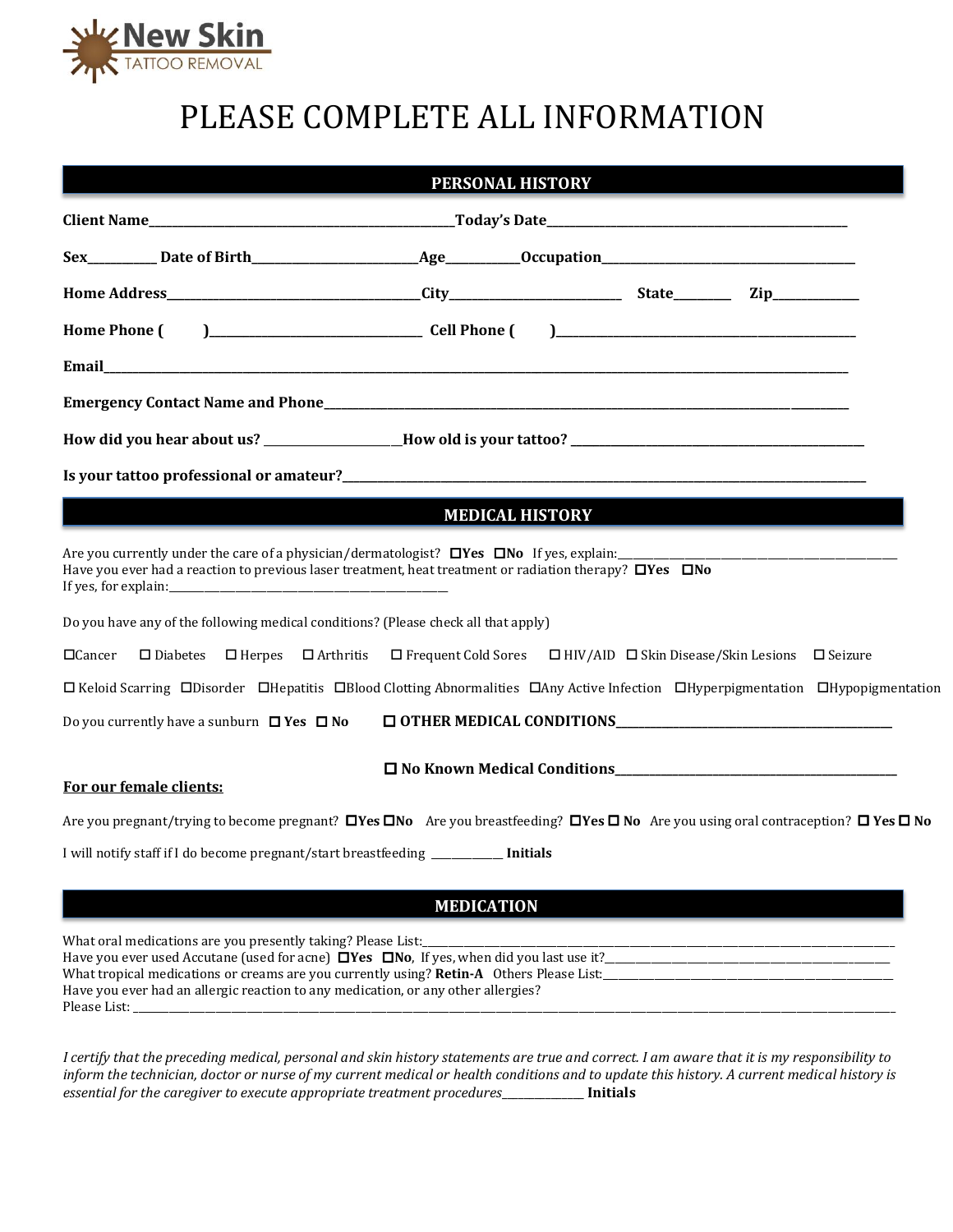**New Skin**
TATTOO REMOVAL

# PLEASE COMPLETE ALL INFORMATION

## PERSONAL HISTORY

**Client Name**_______________________________________________**Today's Date**______________________________________________

**Sex**__________ **Date of Birth**_________________________**Age**___________**Occupation**_____________________________________

**Home Address**______________________________________**City**__________________________ **State**________ **Zip**____________

**Home Phone (       )**________________________________ **Cell Phone (       )**______________________________________________

**Email**_________________________________________________________________________________________________________________

**Emergency Contact Name and Phone**__________________________________________________________________________________

**How did you hear about us?** ______________________**How old is your tattoo?** ____________________________________________

**Is your tattoo professional or amateur?**_____________________________________________________________________________

## MEDICAL HISTORY

Are you currently under the care of a physician/dermatologist? ☐**Yes** ☐**No** If yes, explain:_____________________________________________
Have you ever had a reaction to previous laser treatment, heat treatment or radiation therapy? ☐**Yes** ☐**No**
If yes, for explain:____________________________________________

Do you have any of the following medical conditions? (Please check all that apply)

☐Cancer ☐ Diabetes ☐ Herpes ☐ Arthritis ☐ Frequent Cold Sores ☐ HIV/AID ☐ Skin Disease/Skin Lesions ☐ Seizure

☐ Keloid Scarring ☐Disorder ☐Hepatitis ☐Blood Clotting Abnormalities ☐Any Active Infection ☐Hyperpigmentation ☐Hypopigmentation

Do you currently have a sunburn ☐ **Yes** ☐ **No** ☐ **OTHER MEDICAL CONDITIONS**_______________________________________

☐ **No Known Medical Conditions**_______________________________________

**For our female clients:**

Are you pregnant/trying to become pregnant? ☐**Yes** ☐**No** Are you breastfeeding? ☐**Yes** ☐ **No** Are you using oral contraception? ☐ **Yes** ☐ **No**

I will notify staff if I do become pregnant/start breastfeeding ___________ **Initials**

## MEDICATION

What oral medications are you presently taking? Please List:_________________________________________________________________
Have you ever used Accutane (used for acne) ☐**Yes** ☐**No**, If yes, when did you last use it?_____________________________________________
What tropical medications or creams are you currently using? **Retin-A** Others Please List:__________________________________________
Have you ever had an allergic reaction to any medication, or any other allergies?
Please List: _______________________________________________________________________________________________________

*I certify that the preceding medical, personal and skin history statements are true and correct. I am aware that it is my responsibility to inform the technician, doctor or nurse of my current medical or health conditions and to update this history. A current medical history is essential for the caregiver to execute appropriate treatment procedures*_____________ **Initials**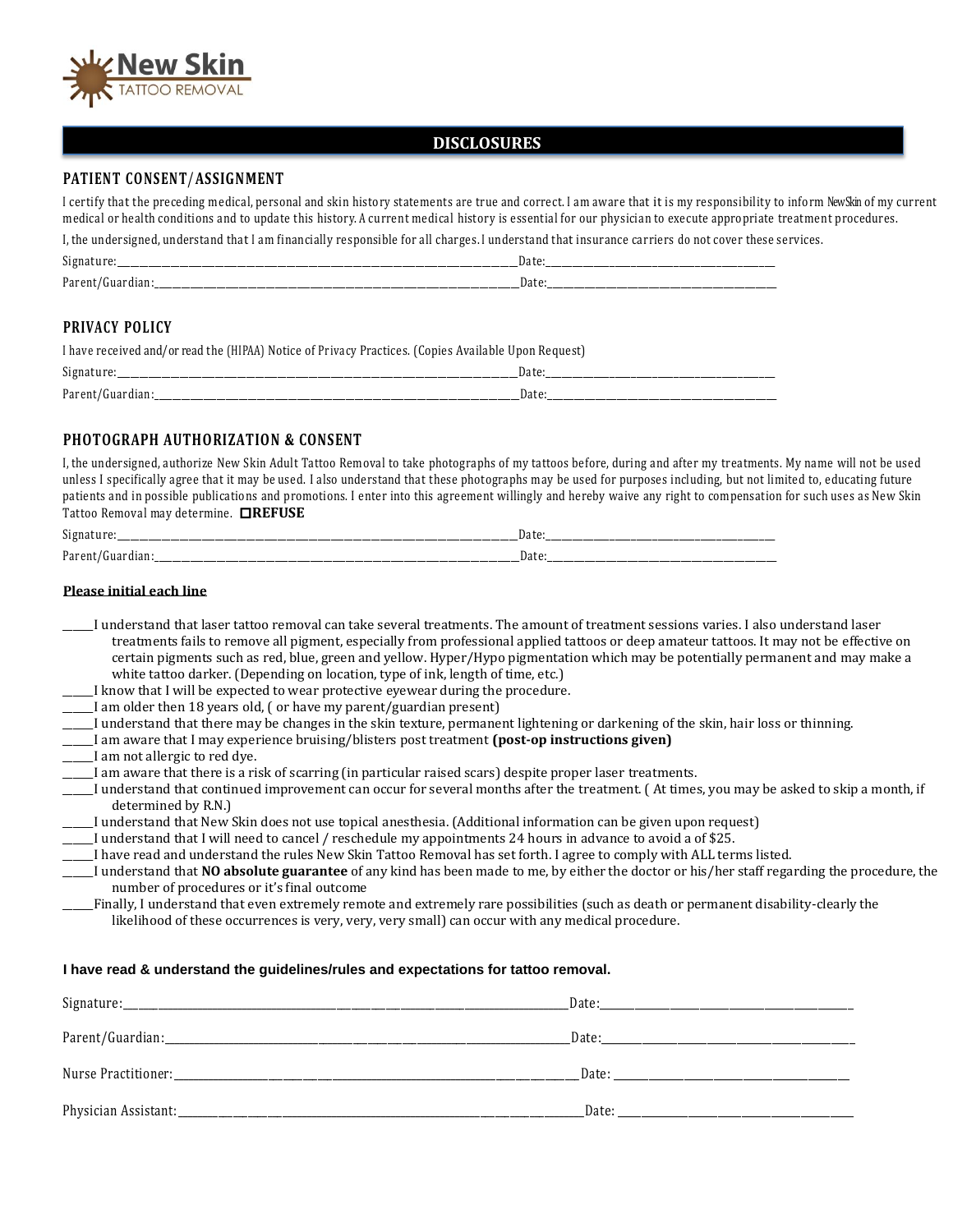New Skin
TATTOO REMOVAL

## DISCLOSURES

### PATIENT CONSENT/ASSIGNMENT

I certify that the preceding medical, personal and skin history statements are true and correct. I am aware that it is my responsibility to inform NewSkin of my current medical or health conditions and to update this history. A current medical history is essential for our physician to execute appropriate treatment procedures.

I, the undersigned, understand that I am financially responsible for all charges. I understand that insurance carriers do not cover these services.

Signature:_______________________________________________Date:___________________________

Parent/Guardian:__________________________________________Date:___________________________

### PRIVACY POLICY

I have received and/or read the (HIPAA) Notice of Privacy Practices. (Copies Available Upon Request)

Signature:_______________________________________________Date:___________________________

Parent/Guardian:__________________________________________Date:___________________________

### PHOTOGRAPH AUTHORIZATION & CONSENT

I, the undersigned, authorize New Skin Adult Tattoo Removal to take photographs of my tattoos before, during and after my treatments. My name will not be used unless I specifically agree that it may be used. I also understand that these photographs may be used for purposes including, but not limited to, educating future patients and in possible publications and promotions. I enter into this agreement willingly and hereby waive any right to compensation for such uses as New Skin Tattoo Removal may determine. ☐**REFUSE**

Signature:_______________________________________________Date:___________________________

Parent/Guardian:__________________________________________Date:___________________________

**Please initial each line**

_____I understand that laser tattoo removal can take several treatments. The amount of treatment sessions varies. I also understand laser treatments fails to remove all pigment, especially from professional applied tattoos or deep amateur tattoos. It may not be effective on certain pigments such as red, blue, green and yellow. Hyper/Hypo pigmentation which may be potentially permanent and may make a white tattoo darker. (Depending on location, type of ink, length of time, etc.)

_____I know that I will be expected to wear protective eyewear during the procedure.

_____I am older then 18 years old, ( or have my parent/guardian present)

_____I understand that there may be changes in the skin texture, permanent lightening or darkening of the skin, hair loss or thinning.

_____I am aware that I may experience bruising/blisters post treatment **(post-op instructions given)**

_____I am not allergic to red dye.

_____I am aware that there is a risk of scarring (in particular raised scars) despite proper laser treatments.

_____I understand that continued improvement can occur for several months after the treatment. ( At times, you may be asked to skip a month, if determined by R.N.)

_____I understand that New Skin does not use topical anesthesia. (Additional information can be given upon request)

_____I understand that I will need to cancel / reschedule my appointments 24 hours in advance to avoid a of $25.

_____I have read and understand the rules New Skin Tattoo Removal has set forth. I agree to comply with ALL terms listed.

_____I understand that **NO absolute guarantee** of any kind has been made to me, by either the doctor or his/her staff regarding the procedure, the number of procedures or it's final outcome

_____Finally, I understand that even extremely remote and extremely rare possibilities (such as death or permanent disability-clearly the likelihood of these occurrences is very, very, very small) can occur with any medical procedure.

**I have read & understand the guidelines/rules and expectations for tattoo removal.**

Signature:_______________________________________________Date:___________________________

Parent/Guardian:__________________________________________Date:___________________________

Nurse Practitioner:________________________________________Date: ___________________________

Physician Assistant:_______________________________________Date: ___________________________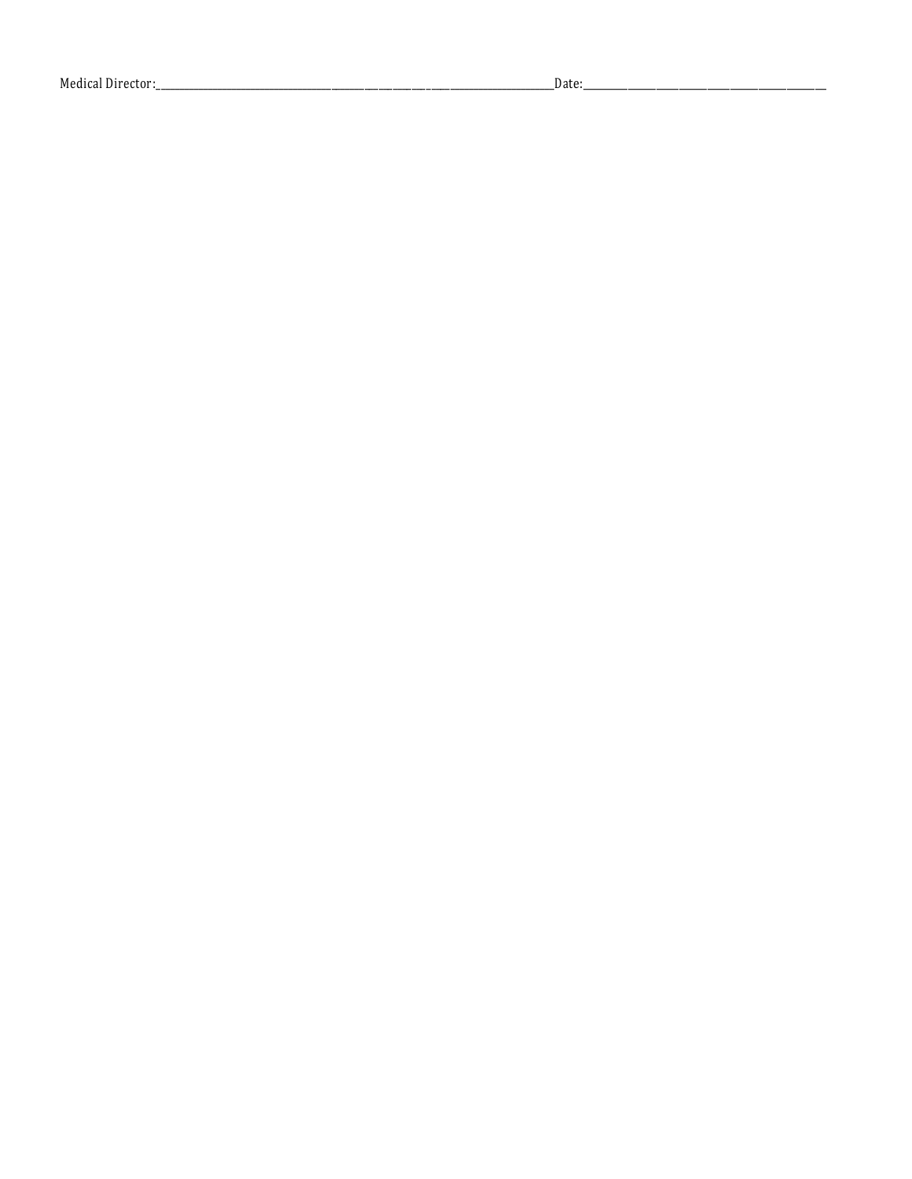Medical Director:\_\_\_\_\_\_\_\_\_\_\_\_\_\_\_\_\_\_\_\_\_\_\_\_\_\_\_\_\_\_\_\_\_\_\_\_\_\_\_\_\_\_\_\_\_\_\_\_\_\_\_\_\_\_\_\_\_\_\_\_Date:\_\_\_\_\_\_\_\_\_\_\_\_\_\_\_\_\_\_\_\_\_\_\_\_\_\_\_\_\_\_\_\_\_\_\_\_\_\_\_\_